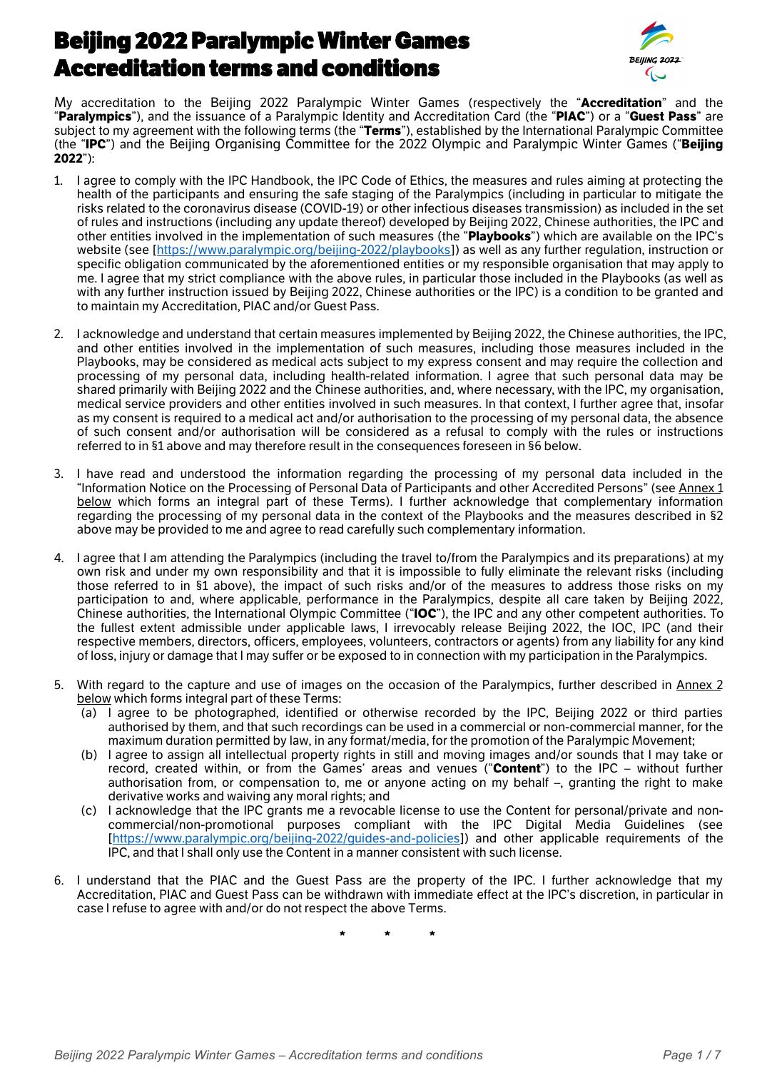# Beijing 2022 Paralympic Winter Games Accreditation terms and conditions

My accreditation to the Beijing 2022 Paralympic Winter Games (respectively the "**Accreditation**" and the "**Paralympics**"), and the issuance of a Paralympic Identity and Accreditation Card (the "**PIAC**") or a "**Guest Pass**" are subject to my agreement with the following terms (the "**Terms**"), established by the International Paralympic Committee (the "**IPC**") and the Beijing Organising Committee for the 2022 Olympic and Paralympic Winter Games ("**Beijing 2022**"):

1. I agree to comply with the IPC Handbook, the IPC Code of Ethics, the measures and rules aiming at protecting the health of the participants and ensuring the safe staging of the Paralympics (including in particular to mitigate the risks related to the coronavirus disease (COVID-19) or other infectious diseases transmission) as included in the set of rules and instructions (including any update thereof) developed by Beijing 2022, Chinese authorities, the IPC and other entities involved in the implementation of such measures (the "**Playbooks**") which are available on the IPC's website (see [https://www.paralympic.org/beijing-2022/playbooks]) as well as any further regulation, instruction or specific obligation communicated by the aforementioned entities or my responsible organisation that may apply to me. I agree that my strict compliance with the above rules, in particular those included in the Playbooks (as well as with any further instruction issued by Beijing 2022, Chinese authorities or the IPC) is a condition to be granted and to maintain my Accreditation, PIAC and/or Guest Pass.

2. I acknowledge and understand that certain measures implemented by Beijing 2022, the Chinese authorities, the IPC, and other entities involved in the implementation of such measures, including those measures included in the Playbooks, may be considered as medical acts subject to my express consent and may require the collection and processing of my personal data, including health-related information. I agree that such personal data may be shared primarily with Beijing 2022 and the Chinese authorities, and, where necessary, with the IPC, my organisation, medical service providers and other entities involved in such measures. In that context, I further agree that, insofar as my consent is required to a medical act and/or authorisation to the processing of my personal data, the absence of such consent and/or authorisation will be considered as a refusal to comply with the rules or instructions referred to in §1 above and may therefore result in the consequences foreseen in §6 below.

3. I have read and understood the information regarding the processing of my personal data included in the "Information Notice on the Processing of Personal Data of Participants and other Accredited Persons" (see Annex 1 below which forms an integral part of these Terms). I further acknowledge that complementary information regarding the processing of my personal data in the context of the Playbooks and the measures described in §2 above may be provided to me and agree to read carefully such complementary information.

4. I agree that I am attending the Paralympics (including the travel to/from the Paralympics and its preparations) at my own risk and under my own responsibility and that it is impossible to fully eliminate the relevant risks (including those referred to in §1 above), the impact of such risks and/or of the measures to address those risks on my participation to and, where applicable, performance in the Paralympics, despite all care taken by Beijing 2022, Chinese authorities, the International Olympic Committee ("**IOC**"), the IPC and any other competent authorities. To the fullest extent admissible under applicable laws, I irrevocably release Beijing 2022, the IOC, IPC (and their respective members, directors, officers, employees, volunteers, contractors or agents) from any liability for any kind of loss, injury or damage that I may suffer or be exposed to in connection with my participation in the Paralympics.

5. With regard to the capture and use of images on the occasion of the Paralympics, further described in Annex 2 below which forms integral part of these Terms:
   (a) I agree to be photographed, identified or otherwise recorded by the IPC, Beijing 2022 or third parties authorised by them, and that such recordings can be used in a commercial or non-commercial manner, for the maximum duration permitted by law, in any format/media, for the promotion of the Paralympic Movement;
   (b) I agree to assign all intellectual property rights in still and moving images and/or sounds that I may take or record, created within, or from the Games' areas and venues ("**Content**") to the IPC – without further authorisation from, or compensation to, me or anyone acting on my behalf –, granting the right to make derivative works and waiving any moral rights; and
   (c) I acknowledge that the IPC grants me a revocable license to use the Content for personal/private and non-commercial/non-promotional purposes compliant with the IPC Digital Media Guidelines (see [https://www.paralympic.org/beijing-2022/guides-and-policies]) and other applicable requirements of the IPC, and that I shall only use the Content in a manner consistent with such license.

6. I understand that the PIAC and the Guest Pass are the property of the IPC. I further acknowledge that my Accreditation, PIAC and Guest Pass can be withdrawn with immediate effect at the IPC's discretion, in particular in case I refuse to agree with and/or do not respect the above Terms.

\* \* \*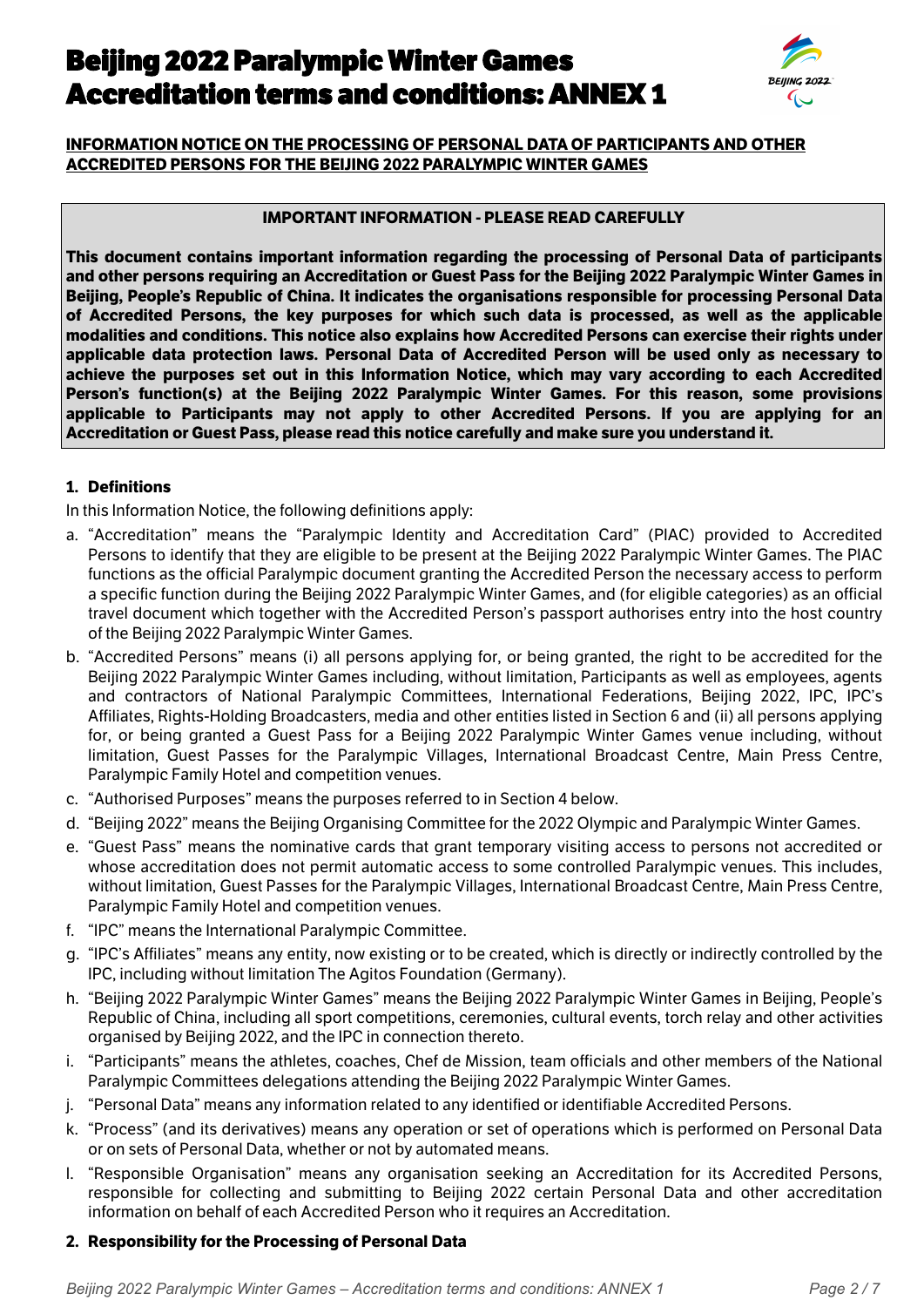# Beijing 2022 Paralympic Winter Games Accreditation terms and conditions: ANNEX 1

**INFORMATION NOTICE ON THE PROCESSING OF PERSONAL DATA OF PARTICIPANTS AND OTHER ACCREDITED PERSONS FOR THE BEIJING 2022 PARALYMPIC WINTER GAMES**

**IMPORTANT INFORMATION - PLEASE READ CAREFULLY**

**This document contains important information regarding the processing of Personal Data of participants and other persons requiring an Accreditation or Guest Pass for the Beijing 2022 Paralympic Winter Games in Beijing, People's Republic of China. It indicates the organisations responsible for processing Personal Data of Accredited Persons, the key purposes for which such data is processed, as well as the applicable modalities and conditions. This notice also explains how Accredited Persons can exercise their rights under applicable data protection laws. Personal Data of Accredited Person will be used only as necessary to achieve the purposes set out in this Information Notice, which may vary according to each Accredited Person's function(s) at the Beijing 2022 Paralympic Winter Games. For this reason, some provisions applicable to Participants may not apply to other Accredited Persons. If you are applying for an Accreditation or Guest Pass, please read this notice carefully and make sure you understand it.**

**1. Definitions**

In this Information Notice, the following definitions apply:

a. "Accreditation" means the "Paralympic Identity and Accreditation Card" (PIAC) provided to Accredited Persons to identify that they are eligible to be present at the Beijing 2022 Paralympic Winter Games. The PIAC functions as the official Paralympic document granting the Accredited Person the necessary access to perform a specific function during the Beijing 2022 Paralympic Winter Games, and (for eligible categories) as an official travel document which together with the Accredited Person's passport authorises entry into the host country of the Beijing 2022 Paralympic Winter Games.

b. "Accredited Persons" means (i) all persons applying for, or being granted, the right to be accredited for the Beijing 2022 Paralympic Winter Games including, without limitation, Participants as well as employees, agents and contractors of National Paralympic Committees, International Federations, Beijing 2022, IPC, IPC's Affiliates, Rights-Holding Broadcasters, media and other entities listed in Section 6 and (ii) all persons applying for, or being granted a Guest Pass for a Beijing 2022 Paralympic Winter Games venue including, without limitation, Guest Passes for the Paralympic Villages, International Broadcast Centre, Main Press Centre, Paralympic Family Hotel and competition venues.

c. "Authorised Purposes" means the purposes referred to in Section 4 below.

d. "Beijing 2022" means the Beijing Organising Committee for the 2022 Olympic and Paralympic Winter Games.

e. "Guest Pass" means the nominative cards that grant temporary visiting access to persons not accredited or whose accreditation does not permit automatic access to some controlled Paralympic venues. This includes, without limitation, Guest Passes for the Paralympic Villages, International Broadcast Centre, Main Press Centre, Paralympic Family Hotel and competition venues.

f. "IPC" means the International Paralympic Committee.

g. "IPC's Affiliates" means any entity, now existing or to be created, which is directly or indirectly controlled by the IPC, including without limitation The Agitos Foundation (Germany).

h. "Beijing 2022 Paralympic Winter Games" means the Beijing 2022 Paralympic Winter Games in Beijing, People's Republic of China, including all sport competitions, ceremonies, cultural events, torch relay and other activities organised by Beijing 2022, and the IPC in connection thereto.

i. "Participants" means the athletes, coaches, Chef de Mission, team officials and other members of the National Paralympic Committees delegations attending the Beijing 2022 Paralympic Winter Games.

j. "Personal Data" means any information related to any identified or identifiable Accredited Persons.

k. "Process" (and its derivatives) means any operation or set of operations which is performed on Personal Data or on sets of Personal Data, whether or not by automated means.

l. "Responsible Organisation" means any organisation seeking an Accreditation for its Accredited Persons, responsible for collecting and submitting to Beijing 2022 certain Personal Data and other accreditation information on behalf of each Accredited Person who it requires an Accreditation.

**2. Responsibility for the Processing of Personal Data**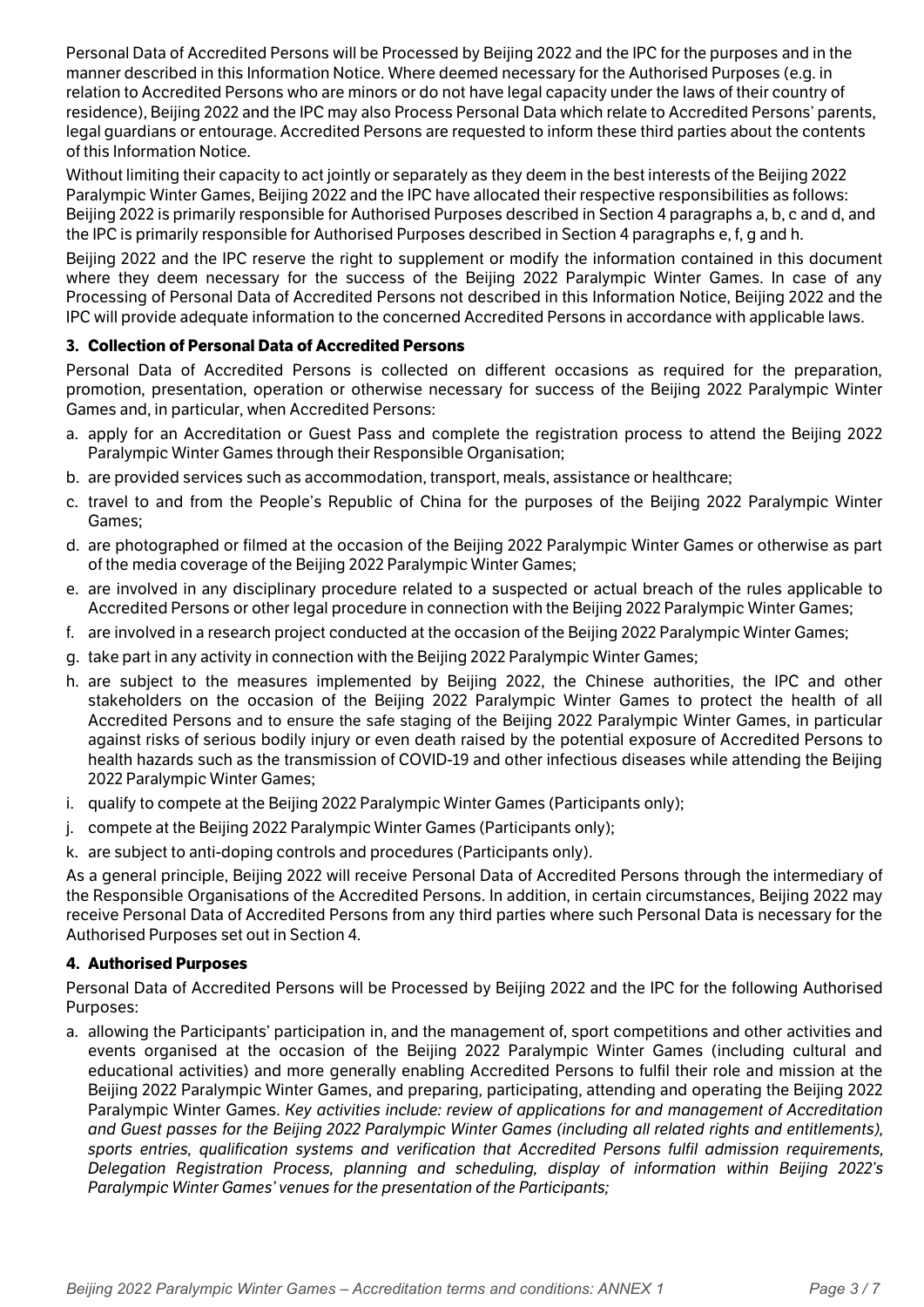Personal Data of Accredited Persons will be Processed by Beijing 2022 and the IPC for the purposes and in the manner described in this Information Notice. Where deemed necessary for the Authorised Purposes (e.g. in relation to Accredited Persons who are minors or do not have legal capacity under the laws of their country of residence), Beijing 2022 and the IPC may also Process Personal Data which relate to Accredited Persons' parents, legal guardians or entourage. Accredited Persons are requested to inform these third parties about the contents of this Information Notice.

Without limiting their capacity to act jointly or separately as they deem in the best interests of the Beijing 2022 Paralympic Winter Games, Beijing 2022 and the IPC have allocated their respective responsibilities as follows: Beijing 2022 is primarily responsible for Authorised Purposes described in Section 4 paragraphs a, b, c and d, and the IPC is primarily responsible for Authorised Purposes described in Section 4 paragraphs e, f, g and h.

Beijing 2022 and the IPC reserve the right to supplement or modify the information contained in this document where they deem necessary for the success of the Beijing 2022 Paralympic Winter Games. In case of any Processing of Personal Data of Accredited Persons not described in this Information Notice, Beijing 2022 and the IPC will provide adequate information to the concerned Accredited Persons in accordance with applicable laws.

### 3. Collection of Personal Data of Accredited Persons

Personal Data of Accredited Persons is collected on different occasions as required for the preparation, promotion, presentation, operation or otherwise necessary for success of the Beijing 2022 Paralympic Winter Games and, in particular, when Accredited Persons:

a. apply for an Accreditation or Guest Pass and complete the registration process to attend the Beijing 2022 Paralympic Winter Games through their Responsible Organisation;
b. are provided services such as accommodation, transport, meals, assistance or healthcare;
c. travel to and from the People's Republic of China for the purposes of the Beijing 2022 Paralympic Winter Games;
d. are photographed or filmed at the occasion of the Beijing 2022 Paralympic Winter Games or otherwise as part of the media coverage of the Beijing 2022 Paralympic Winter Games;
e. are involved in any disciplinary procedure related to a suspected or actual breach of the rules applicable to Accredited Persons or other legal procedure in connection with the Beijing 2022 Paralympic Winter Games;
f. are involved in a research project conducted at the occasion of the Beijing 2022 Paralympic Winter Games;
g. take part in any activity in connection with the Beijing 2022 Paralympic Winter Games;
h. are subject to the measures implemented by Beijing 2022, the Chinese authorities, the IPC and other stakeholders on the occasion of the Beijing 2022 Paralympic Winter Games to protect the health of all Accredited Persons and to ensure the safe staging of the Beijing 2022 Paralympic Winter Games, in particular against risks of serious bodily injury or even death raised by the potential exposure of Accredited Persons to health hazards such as the transmission of COVID-19 and other infectious diseases while attending the Beijing 2022 Paralympic Winter Games;
i. qualify to compete at the Beijing 2022 Paralympic Winter Games (Participants only);
j. compete at the Beijing 2022 Paralympic Winter Games (Participants only);
k. are subject to anti-doping controls and procedures (Participants only).

As a general principle, Beijing 2022 will receive Personal Data of Accredited Persons through the intermediary of the Responsible Organisations of the Accredited Persons. In addition, in certain circumstances, Beijing 2022 may receive Personal Data of Accredited Persons from any third parties where such Personal Data is necessary for the Authorised Purposes set out in Section 4.

### 4. Authorised Purposes

Personal Data of Accredited Persons will be Processed by Beijing 2022 and the IPC for the following Authorised Purposes:

a. allowing the Participants' participation in, and the management of, sport competitions and other activities and events organised at the occasion of the Beijing 2022 Paralympic Winter Games (including cultural and educational activities) and more generally enabling Accredited Persons to fulfil their role and mission at the Beijing 2022 Paralympic Winter Games, and preparing, participating, attending and operating the Beijing 2022 Paralympic Winter Games. *Key activities include: review of applications for and management of Accreditation and Guest passes for the Beijing 2022 Paralympic Winter Games (including all related rights and entitlements), sports entries, qualification systems and verification that Accredited Persons fulfil admission requirements, Delegation Registration Process, planning and scheduling, display of information within Beijing 2022's Paralympic Winter Games' venues for the presentation of the Participants;*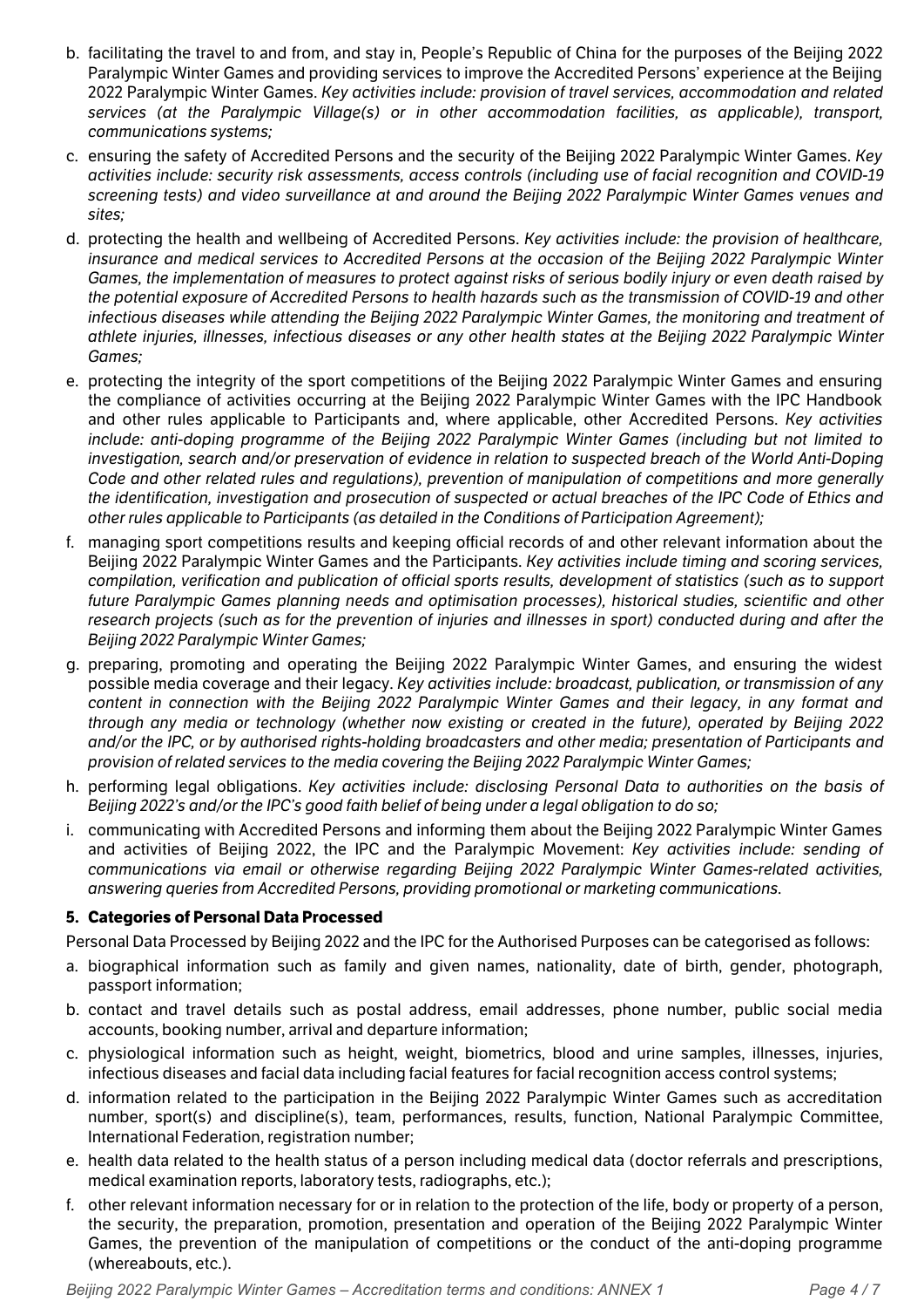b. facilitating the travel to and from, and stay in, People's Republic of China for the purposes of the Beijing 2022 Paralympic Winter Games and providing services to improve the Accredited Persons' experience at the Beijing 2022 Paralympic Winter Games. *Key activities include: provision of travel services, accommodation and related services (at the Paralympic Village(s) or in other accommodation facilities, as applicable), transport, communications systems;*

c. ensuring the safety of Accredited Persons and the security of the Beijing 2022 Paralympic Winter Games. *Key activities include: security risk assessments, access controls (including use of facial recognition and COVID-19 screening tests) and video surveillance at and around the Beijing 2022 Paralympic Winter Games venues and sites;*

d. protecting the health and wellbeing of Accredited Persons. *Key activities include: the provision of healthcare, insurance and medical services to Accredited Persons at the occasion of the Beijing 2022 Paralympic Winter Games, the implementation of measures to protect against risks of serious bodily injury or even death raised by the potential exposure of Accredited Persons to health hazards such as the transmission of COVID-19 and other infectious diseases while attending the Beijing 2022 Paralympic Winter Games, the monitoring and treatment of athlete injuries, illnesses, infectious diseases or any other health states at the Beijing 2022 Paralympic Winter Games;*

e. protecting the integrity of the sport competitions of the Beijing 2022 Paralympic Winter Games and ensuring the compliance of activities occurring at the Beijing 2022 Paralympic Winter Games with the IPC Handbook and other rules applicable to Participants and, where applicable, other Accredited Persons. *Key activities include: anti-doping programme of the Beijing 2022 Paralympic Winter Games (including but not limited to investigation, search and/or preservation of evidence in relation to suspected breach of the World Anti-Doping Code and other related rules and regulations), prevention of manipulation of competitions and more generally the identification, investigation and prosecution of suspected or actual breaches of the IPC Code of Ethics and other rules applicable to Participants (as detailed in the Conditions of Participation Agreement);*

f. managing sport competitions results and keeping official records of and other relevant information about the Beijing 2022 Paralympic Winter Games and the Participants. *Key activities include timing and scoring services, compilation, verification and publication of official sports results, development of statistics (such as to support future Paralympic Games planning needs and optimisation processes), historical studies, scientific and other research projects (such as for the prevention of injuries and illnesses in sport) conducted during and after the Beijing 2022 Paralympic Winter Games;*

g. preparing, promoting and operating the Beijing 2022 Paralympic Winter Games, and ensuring the widest possible media coverage and their legacy. *Key activities include: broadcast, publication, or transmission of any content in connection with the Beijing 2022 Paralympic Winter Games and their legacy, in any format and through any media or technology (whether now existing or created in the future), operated by Beijing 2022 and/or the IPC, or by authorised rights-holding broadcasters and other media; presentation of Participants and provision of related services to the media covering the Beijing 2022 Paralympic Winter Games;*

h. performing legal obligations. *Key activities include: disclosing Personal Data to authorities on the basis of Beijing 2022's and/or the IPC's good faith belief of being under a legal obligation to do so;*

i. communicating with Accredited Persons and informing them about the Beijing 2022 Paralympic Winter Games and activities of Beijing 2022, the IPC and the Paralympic Movement: *Key activities include: sending of communications via email or otherwise regarding Beijing 2022 Paralympic Winter Games-related activities, answering queries from Accredited Persons, providing promotional or marketing communications.*

## 5. Categories of Personal Data Processed

Personal Data Processed by Beijing 2022 and the IPC for the Authorised Purposes can be categorised as follows:

a. biographical information such as family and given names, nationality, date of birth, gender, photograph, passport information;

b. contact and travel details such as postal address, email addresses, phone number, public social media accounts, booking number, arrival and departure information;

c. physiological information such as height, weight, biometrics, blood and urine samples, illnesses, injuries, infectious diseases and facial data including facial features for facial recognition access control systems;

d. information related to the participation in the Beijing 2022 Paralympic Winter Games such as accreditation number, sport(s) and discipline(s), team, performances, results, function, National Paralympic Committee, International Federation, registration number;

e. health data related to the health status of a person including medical data (doctor referrals and prescriptions, medical examination reports, laboratory tests, radiographs, etc.);

f. other relevant information necessary for or in relation to the protection of the life, body or property of a person, the security, the preparation, promotion, presentation and operation of the Beijing 2022 Paralympic Winter Games, the prevention of the manipulation of competitions or the conduct of the anti-doping programme (whereabouts, etc.).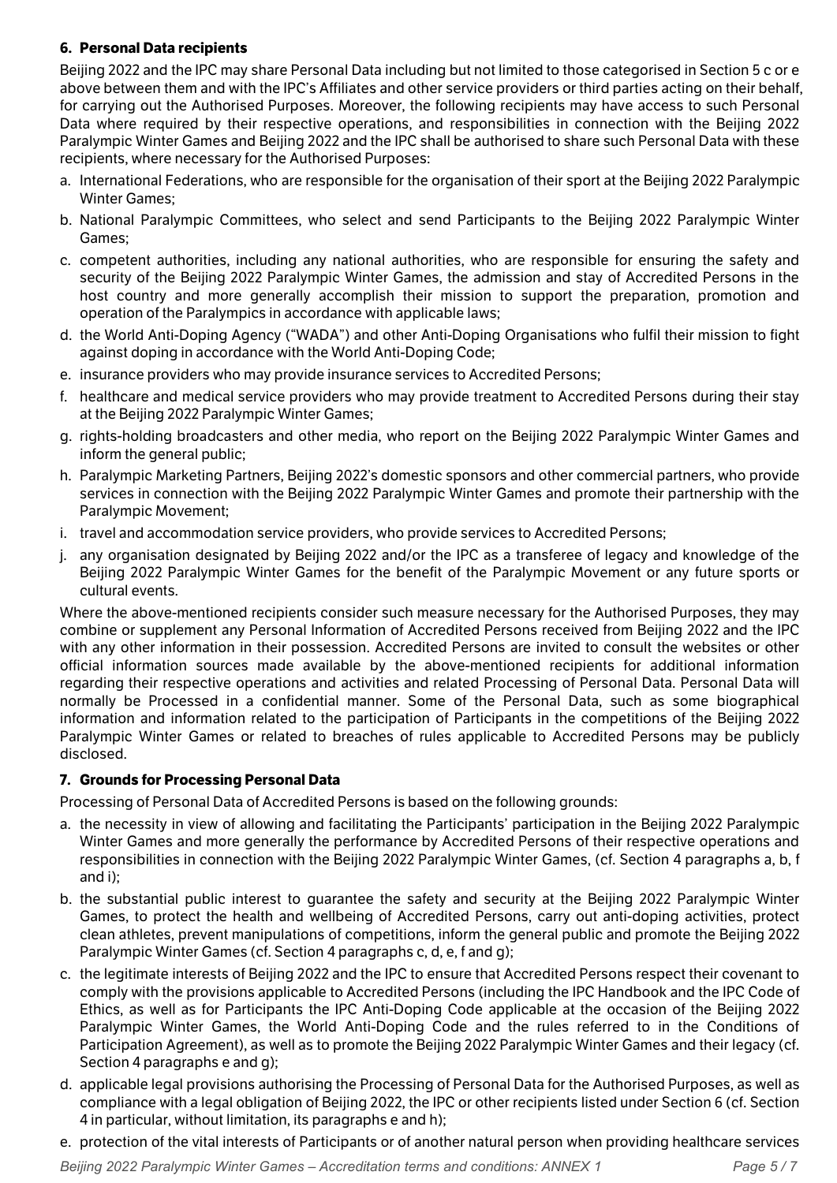## 6. Personal Data recipients

Beijing 2022 and the IPC may share Personal Data including but not limited to those categorised in Section 5 c or e above between them and with the IPC's Affiliates and other service providers or third parties acting on their behalf, for carrying out the Authorised Purposes. Moreover, the following recipients may have access to such Personal Data where required by their respective operations, and responsibilities in connection with the Beijing 2022 Paralympic Winter Games and Beijing 2022 and the IPC shall be authorised to share such Personal Data with these recipients, where necessary for the Authorised Purposes:

a. International Federations, who are responsible for the organisation of their sport at the Beijing 2022 Paralympic Winter Games;

b. National Paralympic Committees, who select and send Participants to the Beijing 2022 Paralympic Winter Games;

c. competent authorities, including any national authorities, who are responsible for ensuring the safety and security of the Beijing 2022 Paralympic Winter Games, the admission and stay of Accredited Persons in the host country and more generally accomplish their mission to support the preparation, promotion and operation of the Paralympics in accordance with applicable laws;

d. the World Anti-Doping Agency ("WADA") and other Anti-Doping Organisations who fulfil their mission to fight against doping in accordance with the World Anti-Doping Code;

e. insurance providers who may provide insurance services to Accredited Persons;

f. healthcare and medical service providers who may provide treatment to Accredited Persons during their stay at the Beijing 2022 Paralympic Winter Games;

g. rights-holding broadcasters and other media, who report on the Beijing 2022 Paralympic Winter Games and inform the general public;

h. Paralympic Marketing Partners, Beijing 2022's domestic sponsors and other commercial partners, who provide services in connection with the Beijing 2022 Paralympic Winter Games and promote their partnership with the Paralympic Movement;

i. travel and accommodation service providers, who provide services to Accredited Persons;

j. any organisation designated by Beijing 2022 and/or the IPC as a transferee of legacy and knowledge of the Beijing 2022 Paralympic Winter Games for the benefit of the Paralympic Movement or any future sports or cultural events.

Where the above-mentioned recipients consider such measure necessary for the Authorised Purposes, they may combine or supplement any Personal Information of Accredited Persons received from Beijing 2022 and the IPC with any other information in their possession. Accredited Persons are invited to consult the websites or other official information sources made available by the above-mentioned recipients for additional information regarding their respective operations and activities and related Processing of Personal Data. Personal Data will normally be Processed in a confidential manner. Some of the Personal Data, such as some biographical information and information related to the participation of Participants in the competitions of the Beijing 2022 Paralympic Winter Games or related to breaches of rules applicable to Accredited Persons may be publicly disclosed.

## 7. Grounds for Processing Personal Data

Processing of Personal Data of Accredited Persons is based on the following grounds:

a. the necessity in view of allowing and facilitating the Participants' participation in the Beijing 2022 Paralympic Winter Games and more generally the performance by Accredited Persons of their respective operations and responsibilities in connection with the Beijing 2022 Paralympic Winter Games, (cf. Section 4 paragraphs a, b, f and i);

b. the substantial public interest to guarantee the safety and security at the Beijing 2022 Paralympic Winter Games, to protect the health and wellbeing of Accredited Persons, carry out anti-doping activities, protect clean athletes, prevent manipulations of competitions, inform the general public and promote the Beijing 2022 Paralympic Winter Games (cf. Section 4 paragraphs c, d, e, f and g);

c. the legitimate interests of Beijing 2022 and the IPC to ensure that Accredited Persons respect their covenant to comply with the provisions applicable to Accredited Persons (including the IPC Handbook and the IPC Code of Ethics, as well as for Participants the IPC Anti-Doping Code applicable at the occasion of the Beijing 2022 Paralympic Winter Games, the World Anti-Doping Code and the rules referred to in the Conditions of Participation Agreement), as well as to promote the Beijing 2022 Paralympic Winter Games and their legacy (cf. Section 4 paragraphs e and g);

d. applicable legal provisions authorising the Processing of Personal Data for the Authorised Purposes, as well as compliance with a legal obligation of Beijing 2022, the IPC or other recipients listed under Section 6 (cf. Section 4 in particular, without limitation, its paragraphs e and h);

e. protection of the vital interests of Participants or of another natural person when providing healthcare services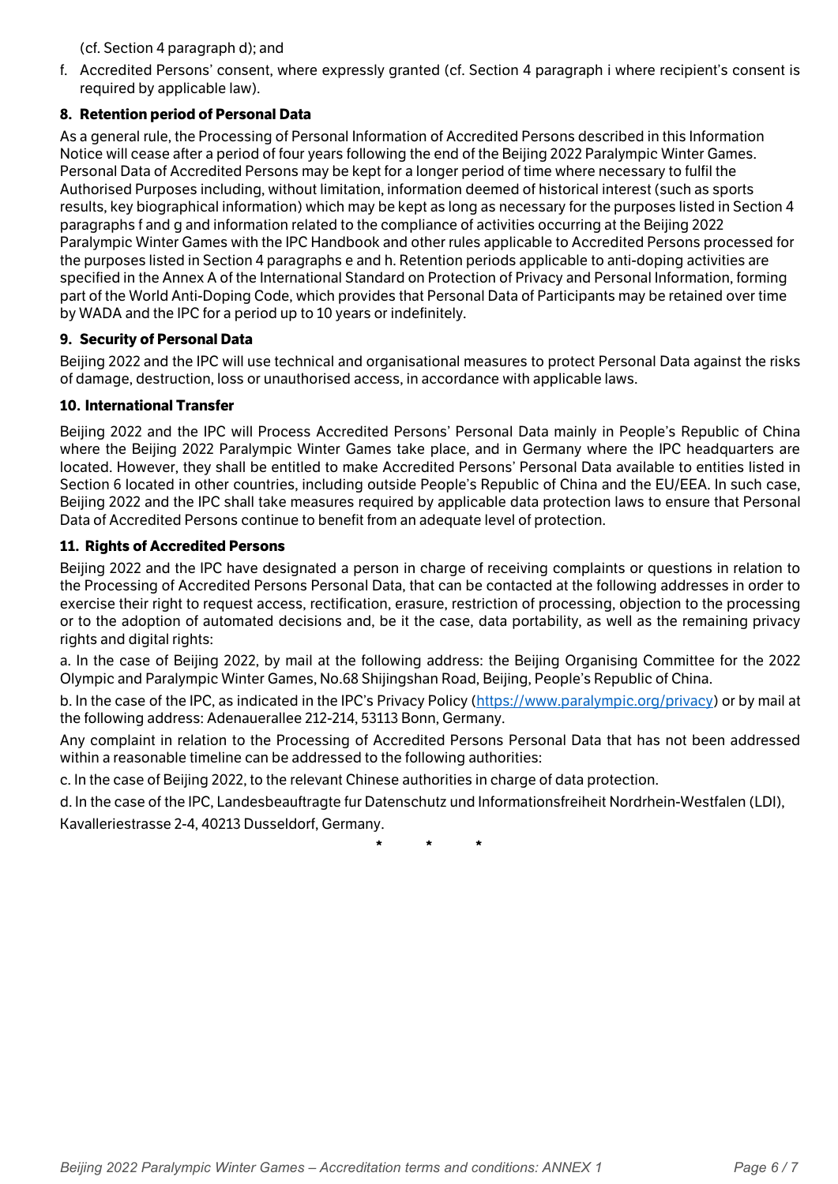(cf. Section 4 paragraph d); and

f. Accredited Persons' consent, where expressly granted (cf. Section 4 paragraph i where recipient's consent is required by applicable law).

## 8. Retention period of Personal Data

As a general rule, the Processing of Personal Information of Accredited Persons described in this Information Notice will cease after a period of four years following the end of the Beijing 2022 Paralympic Winter Games. Personal Data of Accredited Persons may be kept for a longer period of time where necessary to fulfil the Authorised Purposes including, without limitation, information deemed of historical interest (such as sports results, key biographical information) which may be kept as long as necessary for the purposes listed in Section 4 paragraphs f and g and information related to the compliance of activities occurring at the Beijing 2022 Paralympic Winter Games with the IPC Handbook and other rules applicable to Accredited Persons processed for the purposes listed in Section 4 paragraphs e and h. Retention periods applicable to anti-doping activities are specified in the Annex A of the International Standard on Protection of Privacy and Personal Information, forming part of the World Anti-Doping Code, which provides that Personal Data of Participants may be retained over time by WADA and the IPC for a period up to 10 years or indefinitely.

## 9. Security of Personal Data

Beijing 2022 and the IPC will use technical and organisational measures to protect Personal Data against the risks of damage, destruction, loss or unauthorised access, in accordance with applicable laws.

## 10. International Transfer

Beijing 2022 and the IPC will Process Accredited Persons' Personal Data mainly in People's Republic of China where the Beijing 2022 Paralympic Winter Games take place, and in Germany where the IPC headquarters are located. However, they shall be entitled to make Accredited Persons' Personal Data available to entities listed in Section 6 located in other countries, including outside People's Republic of China and the EU/EEA. In such case, Beijing 2022 and the IPC shall take measures required by applicable data protection laws to ensure that Personal Data of Accredited Persons continue to benefit from an adequate level of protection.

## 11. Rights of Accredited Persons

Beijing 2022 and the IPC have designated a person in charge of receiving complaints or questions in relation to the Processing of Accredited Persons Personal Data, that can be contacted at the following addresses in order to exercise their right to request access, rectification, erasure, restriction of processing, objection to the processing or to the adoption of automated decisions and, be it the case, data portability, as well as the remaining privacy rights and digital rights:

a. In the case of Beijing 2022, by mail at the following address: the Beijing Organising Committee for the 2022 Olympic and Paralympic Winter Games, No.68 Shijingshan Road, Beijing, People's Republic of China.

b. In the case of the IPC, as indicated in the IPC's Privacy Policy ([https://www.paralympic.org/privacy](https://www.paralympic.org/privacy)) or by mail at the following address: Adenauerallee 212-214, 53113 Bonn, Germany.

Any complaint in relation to the Processing of Accredited Persons Personal Data that has not been addressed within a reasonable timeline can be addressed to the following authorities:

c. In the case of Beijing 2022, to the relevant Chinese authorities in charge of data protection.

d. In the case of the IPC, Landesbeauftragte fur Datenschutz und Informationsfreiheit Nordrhein-Westfalen (LDI), Kavalleriestrasse 2-4, 40213 Dusseldorf, Germany.

\* \* \*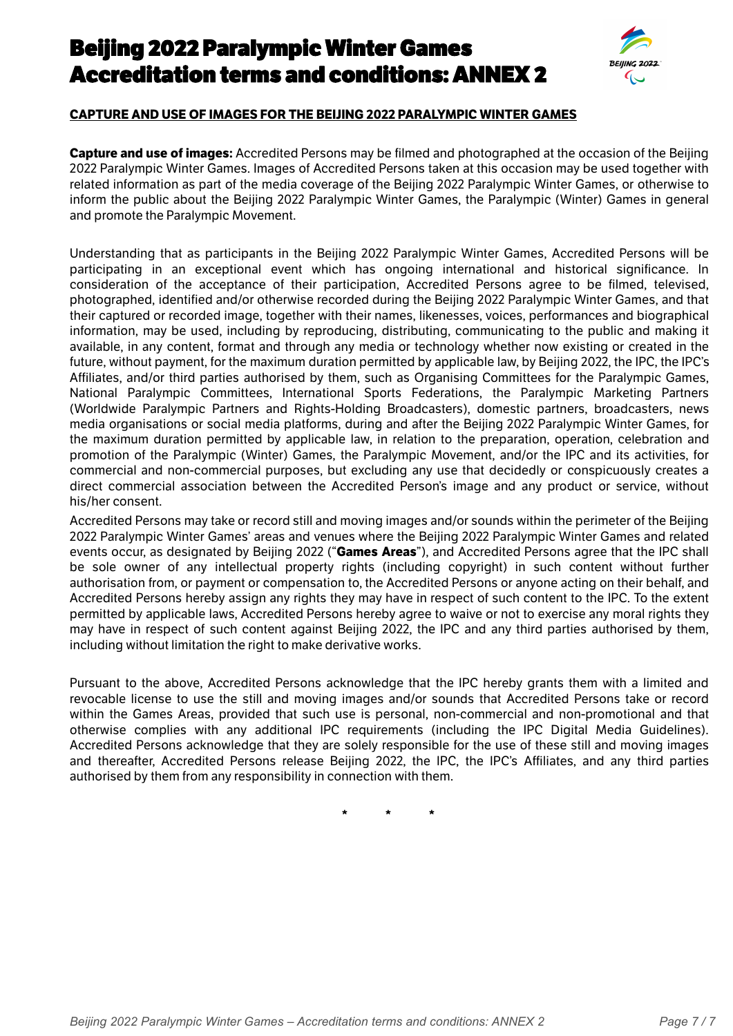# Beijing 2022 Paralympic Winter Games Accreditation terms and conditions: ANNEX 2

**CAPTURE AND USE OF IMAGES FOR THE BEIJING 2022 PARALYMPIC WINTER GAMES**

**Capture and use of images:** Accredited Persons may be filmed and photographed at the occasion of the Beijing 2022 Paralympic Winter Games. Images of Accredited Persons taken at this occasion may be used together with related information as part of the media coverage of the Beijing 2022 Paralympic Winter Games, or otherwise to inform the public about the Beijing 2022 Paralympic Winter Games, the Paralympic (Winter) Games in general and promote the Paralympic Movement.

Understanding that as participants in the Beijing 2022 Paralympic Winter Games, Accredited Persons will be participating in an exceptional event which has ongoing international and historical significance. In consideration of the acceptance of their participation, Accredited Persons agree to be filmed, televised, photographed, identified and/or otherwise recorded during the Beijing 2022 Paralympic Winter Games, and that their captured or recorded image, together with their names, likenesses, voices, performances and biographical information, may be used, including by reproducing, distributing, communicating to the public and making it available, in any content, format and through any media or technology whether now existing or created in the future, without payment, for the maximum duration permitted by applicable law, by Beijing 2022, the IPC, the IPC's Affiliates, and/or third parties authorised by them, such as Organising Committees for the Paralympic Games, National Paralympic Committees, International Sports Federations, the Paralympic Marketing Partners (Worldwide Paralympic Partners and Rights-Holding Broadcasters), domestic partners, broadcasters, news media organisations or social media platforms, during and after the Beijing 2022 Paralympic Winter Games, for the maximum duration permitted by applicable law, in relation to the preparation, operation, celebration and promotion of the Paralympic (Winter) Games, the Paralympic Movement, and/or the IPC and its activities, for commercial and non-commercial purposes, but excluding any use that decidedly or conspicuously creates a direct commercial association between the Accredited Person's image and any product or service, without his/her consent.

Accredited Persons may take or record still and moving images and/or sounds within the perimeter of the Beijing 2022 Paralympic Winter Games' areas and venues where the Beijing 2022 Paralympic Winter Games and related events occur, as designated by Beijing 2022 ("**Games Areas**"), and Accredited Persons agree that the IPC shall be sole owner of any intellectual property rights (including copyright) in such content without further authorisation from, or payment or compensation to, the Accredited Persons or anyone acting on their behalf, and Accredited Persons hereby assign any rights they may have in respect of such content to the IPC. To the extent permitted by applicable laws, Accredited Persons hereby agree to waive or not to exercise any moral rights they may have in respect of such content against Beijing 2022, the IPC and any third parties authorised by them, including without limitation the right to make derivative works.

Pursuant to the above, Accredited Persons acknowledge that the IPC hereby grants them with a limited and revocable license to use the still and moving images and/or sounds that Accredited Persons take or record within the Games Areas, provided that such use is personal, non-commercial and non-promotional and that otherwise complies with any additional IPC requirements (including the IPC Digital Media Guidelines). Accredited Persons acknowledge that they are solely responsible for the use of these still and moving images and thereafter, Accredited Persons release Beijing 2022, the IPC, the IPC's Affiliates, and any third parties authorised by them from any responsibility in connection with them.

\* \* \*